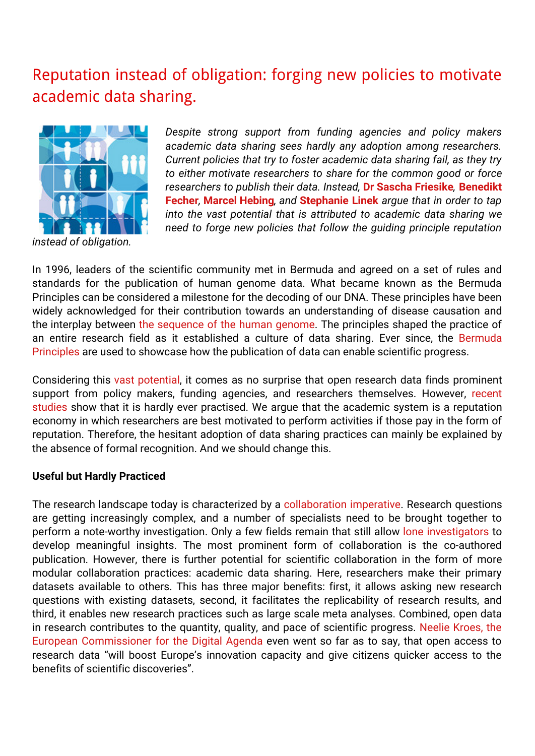# Reputation instead of obligation: forging new policies to motivate academic data sharing.

*Despite strong support from funding agencies and policy makers academic data sharing sees hardly any adoption among researchers. Current policies that try to foster academic data sharing fail, as they try to either motivate researchers to share for the common good or force researchers to publish their data. Instead,* **Dr Sascha Friesike**, **Benedikt Fecher**, **Marcel Hebing**, *and* **Stephanie Linek** *argue that in order to tap into the vast potential that is attributed to academic data sharing we need to forge new policies that follow the guiding principle reputation instead of obligation.*

In 1996, leaders of the scientific community met in Bermuda and agreed on a set of rules and standards for the publication of human genome data. What became known as the Bermuda Principles can be considered a milestone for the decoding of our DNA. These principles have been widely acknowledged for their contribution towards an understanding of disease causation and the interplay between the sequence of the human genome. The principles shaped the practice of an entire research field as it established a culture of data sharing. Ever since, the Bermuda Principles are used to showcase how the publication of data can enable scientific progress.

Considering this vast potential, it comes as no surprise that open research data finds prominent support from policy makers, funding agencies, and researchers themselves. However, recent studies show that it is hardly ever practised. We argue that the academic system is a reputation economy in which researchers are best motivated to perform activities if those pay in the form of reputation. Therefore, the hesitant adoption of data sharing practices can mainly be explained by the absence of formal recognition. And we should change this.

**Useful but Hardly Practiced**

The research landscape today is characterized by a collaboration imperative. Research questions are getting increasingly complex, and a number of specialists need to be brought together to perform a note-worthy investigation. Only a few fields remain that still allow lone investigators to develop meaningful insights. The most prominent form of collaboration is the co-authored publication. However, there is further potential for scientific collaboration in the form of more modular collaboration practices: academic data sharing. Here, researchers make their primary datasets available to others. This has three major benefits: first, it allows asking new research questions with existing datasets, second, it facilitates the replicability of research results, and third, it enables new research practices such as large scale meta analyses. Combined, open data in research contributes to the quantity, quality, and pace of scientific progress. Neelie Kroes, the European Commissioner for the Digital Agenda even went so far as to say, that open access to research data "will boost Europe's innovation capacity and give citizens quicker access to the benefits of scientific discoveries".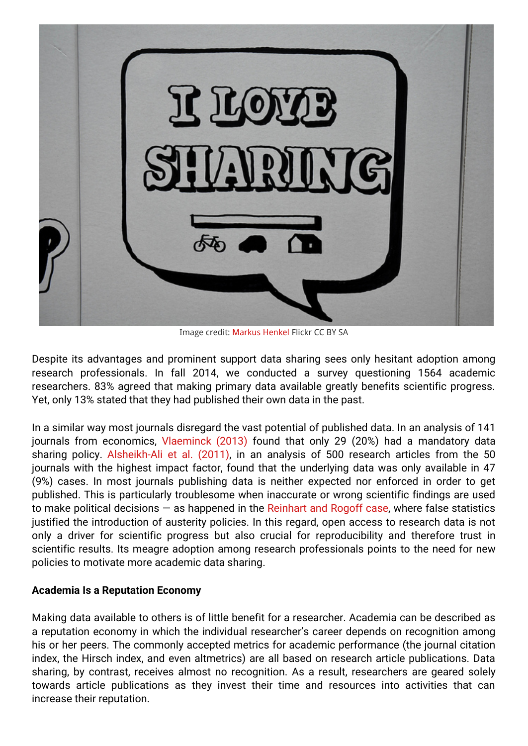Image credit: Markus Henkel Flickr CC BY SA

Despite its advantages and prominent support data sharing sees only hesitant adoption among research professionals. In fall 2014, we conducted a survey questioning 1564 academic researchers. 83% agreed that making primary data available greatly benefits scientific progress. Yet, only 13% stated that they had published their own data in the past.

In a similar way most journals disregard the vast potential of published data. In an analysis of 141 journals from economics, Vlaeminck (2013) found that only 29 (20%) had a mandatory data sharing policy. Alsheikh-Ali et al. (2011), in an analysis of 500 research articles from the 50 journals with the highest impact factor, found that the underlying data was only available in 47 (9%) cases. In most journals publishing data is neither expected nor enforced in order to get published. This is particularly troublesome when inaccurate or wrong scientific findings are used to make political decisions — as happened in the Reinhart and Rogoff case, where false statistics justified the introduction of austerity policies. In this regard, open access to research data is not only a driver for scientific progress but also crucial for reproducibility and therefore trust in scientific results. Its meagre adoption among research professionals points to the need for new policies to motivate more academic data sharing.

**Academia Is a Reputation Economy**

Making data available to others is of little benefit for a researcher. Academia can be described as a reputation economy in which the individual researcher's career depends on recognition among his or her peers. The commonly accepted metrics for academic performance (the journal citation index, the Hirsch index, and even altmetrics) are all based on research article publications. Data sharing, by contrast, receives almost no recognition. As a result, researchers are geared solely towards article publications as they invest their time and resources into activities that can increase their reputation.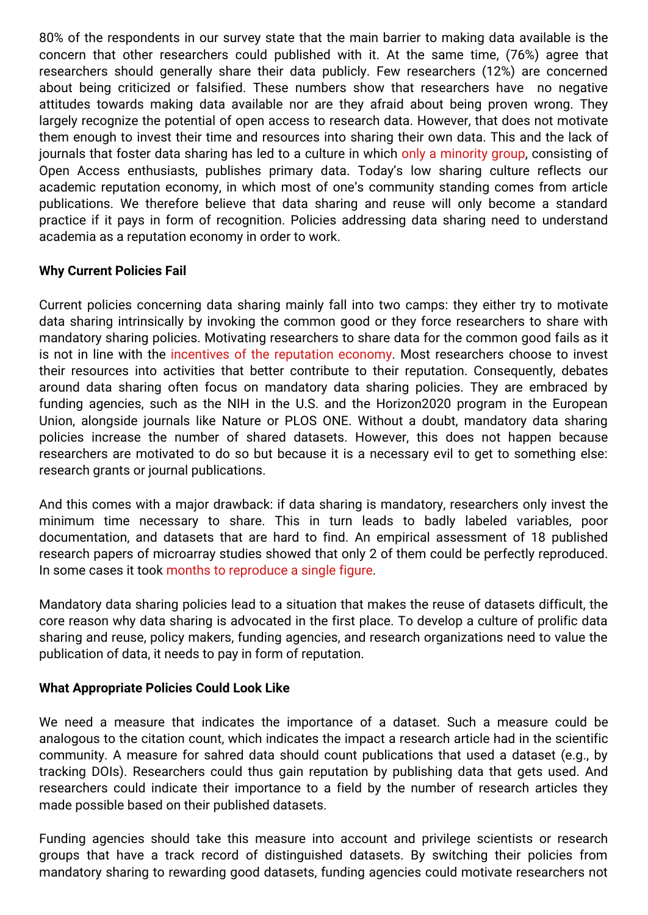80% of the respondents in our survey state that the main barrier to making data available is the concern that other researchers could published with it. At the same time, (76%) agree that researchers should generally share their data publicly. Few researchers (12%) are concerned about being criticized or falsified. These numbers show that researchers have no negative attitudes towards making data available nor are they afraid about being proven wrong. They largely recognize the potential of open access to research data. However, that does not motivate them enough to invest their time and resources into sharing their own data. This and the lack of journals that foster data sharing has led to a culture in which only a minority group, consisting of Open Access enthusiasts, publishes primary data. Today's low sharing culture reflects our academic reputation economy, in which most of one's community standing comes from article publications. We therefore believe that data sharing and reuse will only become a standard practice if it pays in form of recognition. Policies addressing data sharing need to understand academia as a reputation economy in order to work.

**Why Current Policies Fail**

Current policies concerning data sharing mainly fall into two camps: they either try to motivate data sharing intrinsically by invoking the common good or they force researchers to share with mandatory sharing policies. Motivating researchers to share data for the common good fails as it is not in line with the incentives of the reputation economy. Most researchers choose to invest their resources into activities that better contribute to their reputation. Consequently, debates around data sharing often focus on mandatory data sharing policies. They are embraced by funding agencies, such as the NIH in the U.S. and the Horizon2020 program in the European Union, alongside journals like Nature or PLOS ONE. Without a doubt, mandatory data sharing policies increase the number of shared datasets. However, this does not happen because researchers are motivated to do so but because it is a necessary evil to get to something else: research grants or journal publications.

And this comes with a major drawback: if data sharing is mandatory, researchers only invest the minimum time necessary to share. This in turn leads to badly labeled variables, poor documentation, and datasets that are hard to find. An empirical assessment of 18 published research papers of microarray studies showed that only 2 of them could be perfectly reproduced. In some cases it took months to reproduce a single figure.

Mandatory data sharing policies lead to a situation that makes the reuse of datasets difficult, the core reason why data sharing is advocated in the first place. To develop a culture of prolific data sharing and reuse, policy makers, funding agencies, and research organizations need to value the publication of data, it needs to pay in form of reputation.

**What Appropriate Policies Could Look Like**

We need a measure that indicates the importance of a dataset. Such a measure could be analogous to the citation count, which indicates the impact a research article had in the scientific community. A measure for sahred data should count publications that used a dataset (e.g., by tracking DOIs). Researchers could thus gain reputation by publishing data that gets used. And researchers could indicate their importance to a field by the number of research articles they made possible based on their published datasets.

Funding agencies should take this measure into account and privilege scientists or research groups that have a track record of distinguished datasets. By switching their policies from mandatory sharing to rewarding good datasets, funding agencies could motivate researchers not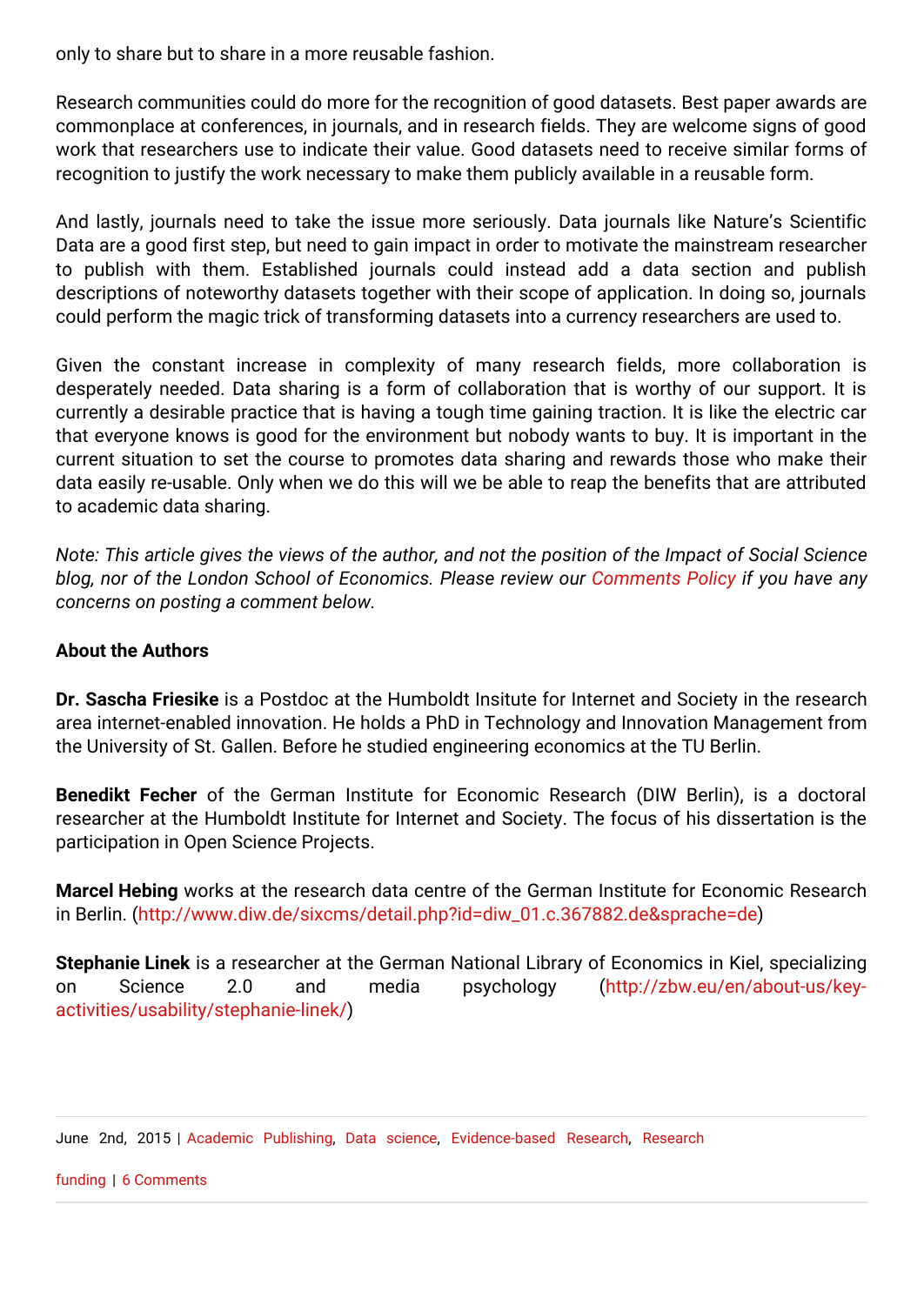only to share but to share in a more reusable fashion.

Research communities could do more for the recognition of good datasets. Best paper awards are commonplace at conferences, in journals, and in research fields. They are welcome signs of good work that researchers use to indicate their value. Good datasets need to receive similar forms of recognition to justify the work necessary to make them publicly available in a reusable form.

And lastly, journals need to take the issue more seriously. Data journals like Nature's Scientific Data are a good first step, but need to gain impact in order to motivate the mainstream researcher to publish with them. Established journals could instead add a data section and publish descriptions of noteworthy datasets together with their scope of application. In doing so, journals could perform the magic trick of transforming datasets into a currency researchers are used to.

Given the constant increase in complexity of many research fields, more collaboration is desperately needed. Data sharing is a form of collaboration that is worthy of our support. It is currently a desirable practice that is having a tough time gaining traction. It is like the electric car that everyone knows is good for the environment but nobody wants to buy. It is important in the current situation to set the course to promotes data sharing and rewards those who make their data easily re-usable. Only when we do this will we be able to reap the benefits that are attributed to academic data sharing.

*Note: This article gives the views of the author, and not the position of the Impact of Social Science blog, nor of the London School of Economics. Please review our Comments Policy if you have any concerns on posting a comment below.*

**About the Authors**

**Dr. Sascha Friesike** is a Postdoc at the Humboldt Insitute for Internet and Society in the research area internet-enabled innovation. He holds a PhD in Technology and Innovation Management from the University of St. Gallen. Before he studied engineering economics at the TU Berlin.

**Benedikt Fecher** of the German Institute for Economic Research (DIW Berlin), is a doctoral researcher at the Humboldt Institute for Internet and Society. The focus of his dissertation is the participation in Open Science Projects.

**Marcel Hebing** works at the research data centre of the German Institute for Economic Research in Berlin. (http://www.diw.de/sixcms/detail.php?id=diw_01.c.367882.de&sprache=de)

**Stephanie Linek** is a researcher at the German National Library of Economics in Kiel, specializing on Science 2.0 and media psychology (http://zbw.eu/en/about-us/key-activities/usability/stephanie-linek/)

June 2nd, 2015 | Academic Publishing, Data science, Evidence-based Research, Research funding | 6 Comments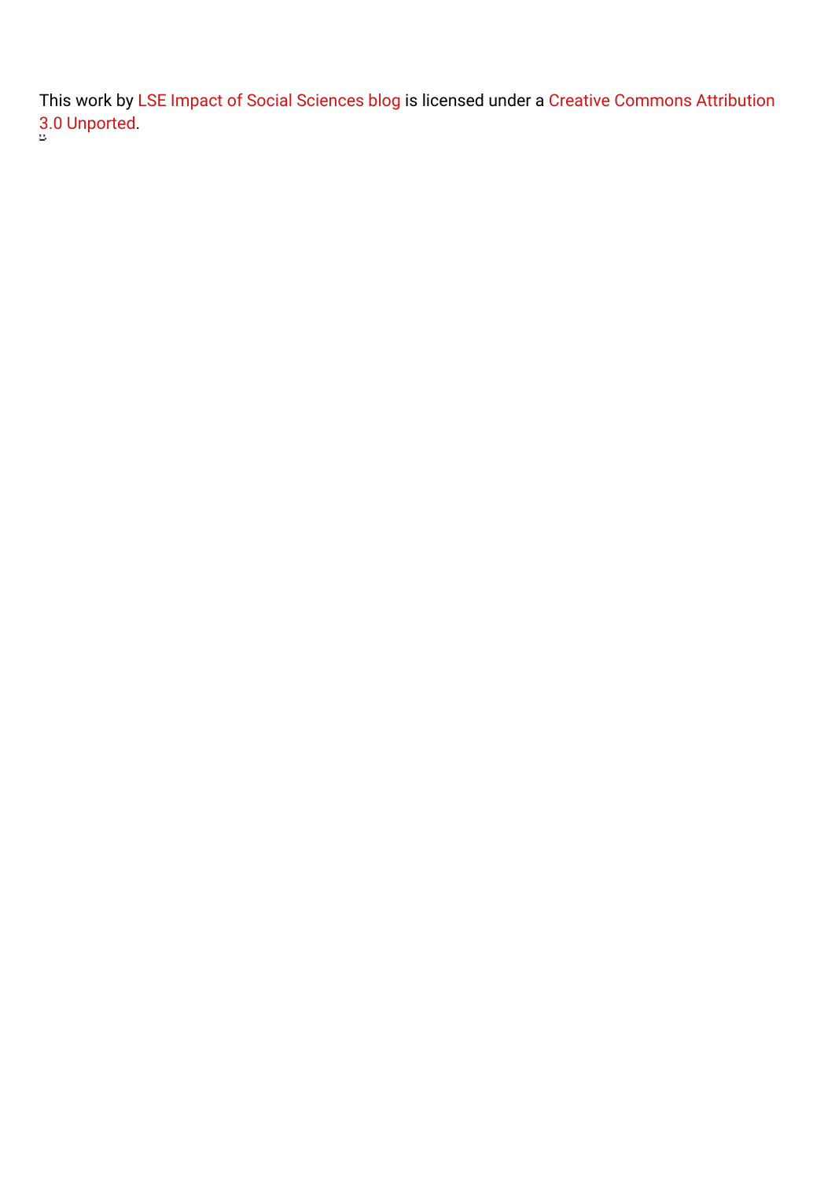This work by LSE Impact of Social Sciences blog is licensed under a Creative Commons Attribution 3.0 Unported.